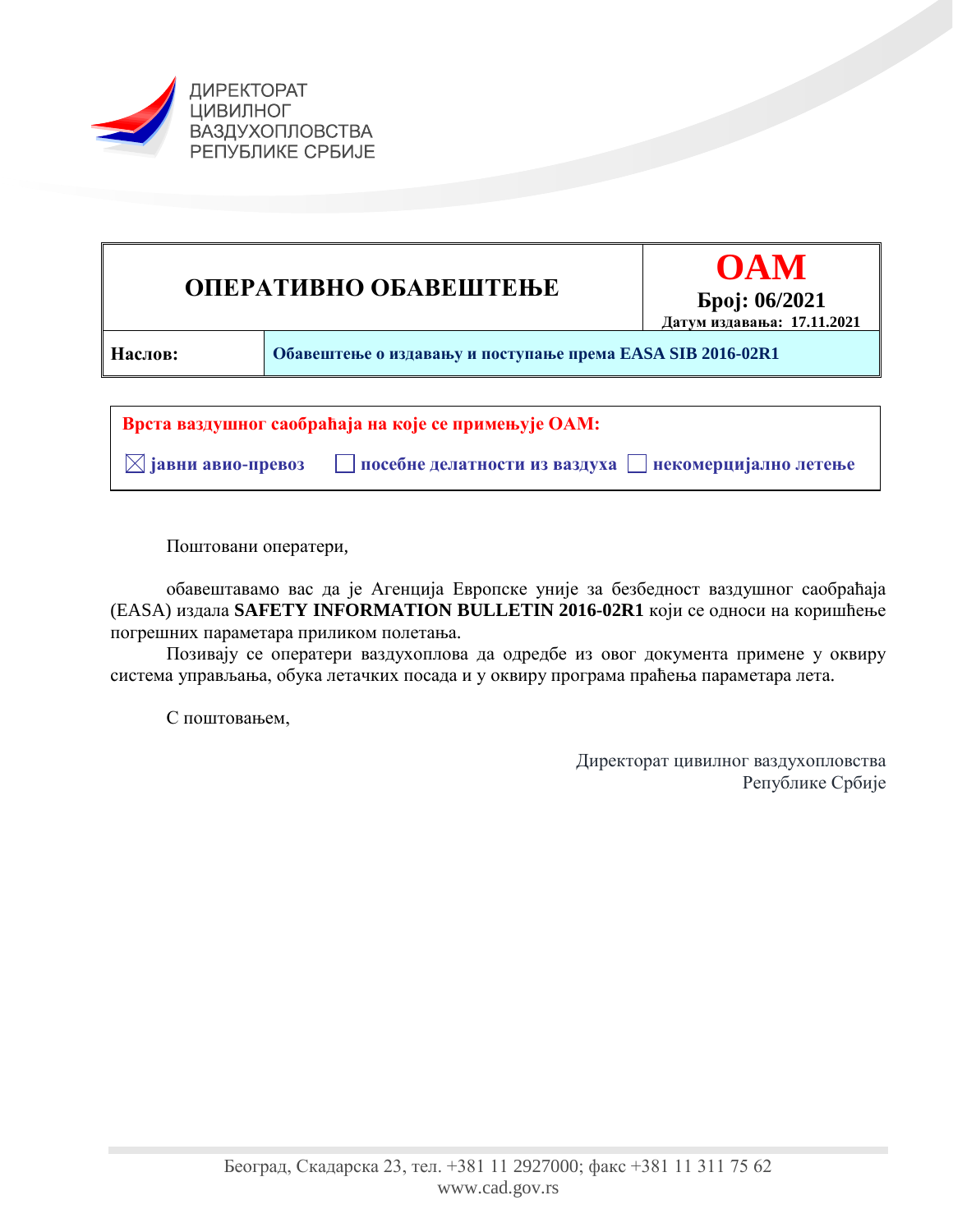ДИРЕКТОРАТ ЦИВИЛНОГ ВАЗДУХОПЛОВСТВА РЕПУБЛИКЕ СРБИЈЕ

| **ОПЕРАТИВНО ОБАВЕШТЕЊЕ** | **OAM** **Број: 06/2021** **Датум издавања: 17.11.2021** |
|---|---|
| **Наслов:** | **Обавештење о издавању и поступање према EASA SIB 2016-02R1** |

**Врста ваздушног саобраћаја на које се примењује OAM:**

☒ **јавни авио-превоз** ☐ **посебне делатности из ваздуха** ☐ **некомерцијално летење**

Поштовани оператери,

обавештавамо вас да је Агенција Европске уније за безбедност ваздушног саобраћаја (EASA) издала **SAFETY INFORMATION BULLETIN 2016-02R1** који се односи на коришћење погрешних параметара приликом полетања.

Позивају се оператери ваздухоплова да одредбе из овог документа примене у оквиру система управљања, обука летачких посада и у оквиру програма праћења параметара лета.

С поштовањем,

Директорат цивилног ваздухопловства
Републике Србије

Београд, Скадарска 23, тел. +381 11 2927000; факс +381 11 311 75 62
www.cad.gov.rs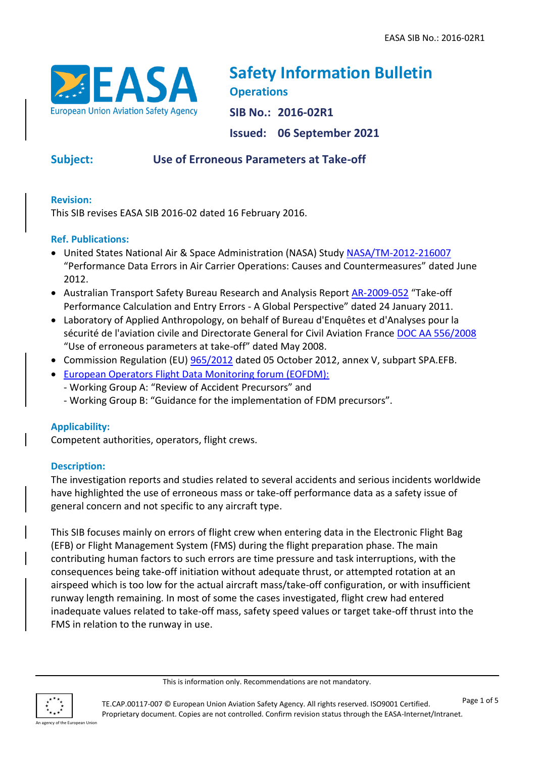# Safety Information Bulletin

## Operations

**SIB No.: 2016-02R1**

**Issued: 06 September 2021**

**Subject:** Use of Erroneous Parameters at Take-off

### Revision:

This SIB revises EASA SIB 2016-02 dated 16 February 2016.

### Ref. Publications:

- United States National Air & Space Administration (NASA) Study NASA/TM-2012-216007 "Performance Data Errors in Air Carrier Operations: Causes and Countermeasures" dated June 2012.
- Australian Transport Safety Bureau Research and Analysis Report AR-2009-052 "Take-off Performance Calculation and Entry Errors - A Global Perspective" dated 24 January 2011.
- Laboratory of Applied Anthropology, on behalf of Bureau d'Enquêtes et d'Analyses pour la sécurité de l'aviation civile and Directorate General for Civil Aviation France DOC AA 556/2008 "Use of erroneous parameters at take-off" dated May 2008.
- Commission Regulation (EU) 965/2012 dated 05 October 2012, annex V, subpart SPA.EFB.
- European Operators Flight Data Monitoring forum (EOFDM):
  - Working Group A: "Review of Accident Precursors" and
  - Working Group B: "Guidance for the implementation of FDM precursors".

### Applicability:

Competent authorities, operators, flight crews.

### Description:

The investigation reports and studies related to several accidents and serious incidents worldwide have highlighted the use of erroneous mass or take-off performance data as a safety issue of general concern and not specific to any aircraft type.

This SIB focuses mainly on errors of flight crew when entering data in the Electronic Flight Bag (EFB) or Flight Management System (FMS) during the flight preparation phase. The main contributing human factors to such errors are time pressure and task interruptions, with the consequences being take-off initiation without adequate thrust, or attempted rotation at an airspeed which is too low for the actual aircraft mass/take-off configuration, or with insufficient runway length remaining. In most of some the cases investigated, flight crew had entered inadequate values related to take-off mass, safety speed values or target take-off thrust into the FMS in relation to the runway in use.

This is information only. Recommendations are not mandatory.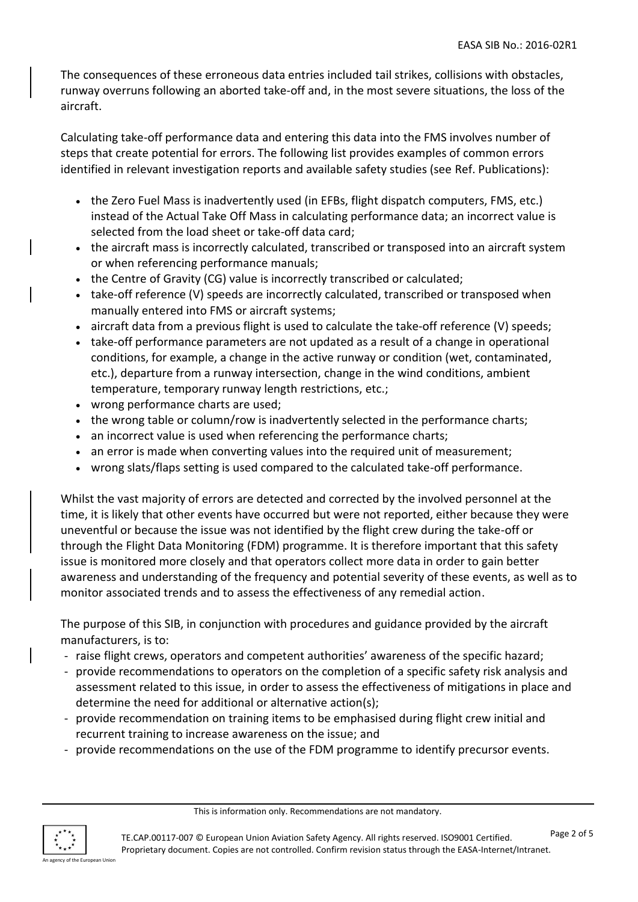The consequences of these erroneous data entries included tail strikes, collisions with obstacles, runway overruns following an aborted take-off and, in the most severe situations, the loss of the aircraft.

Calculating take-off performance data and entering this data into the FMS involves number of steps that create potential for errors. The following list provides examples of common errors identified in relevant investigation reports and available safety studies (see Ref. Publications):

- the Zero Fuel Mass is inadvertently used (in EFBs, flight dispatch computers, FMS, etc.) instead of the Actual Take Off Mass in calculating performance data; an incorrect value is selected from the load sheet or take-off data card;
- the aircraft mass is incorrectly calculated, transcribed or transposed into an aircraft system or when referencing performance manuals;
- the Centre of Gravity (CG) value is incorrectly transcribed or calculated;
- take-off reference (V) speeds are incorrectly calculated, transcribed or transposed when manually entered into FMS or aircraft systems;
- aircraft data from a previous flight is used to calculate the take-off reference (V) speeds;
- take-off performance parameters are not updated as a result of a change in operational conditions, for example, a change in the active runway or condition (wet, contaminated, etc.), departure from a runway intersection, change in the wind conditions, ambient temperature, temporary runway length restrictions, etc.;
- wrong performance charts are used;
- the wrong table or column/row is inadvertently selected in the performance charts;
- an incorrect value is used when referencing the performance charts;
- an error is made when converting values into the required unit of measurement;
- wrong slats/flaps setting is used compared to the calculated take-off performance.

Whilst the vast majority of errors are detected and corrected by the involved personnel at the time, it is likely that other events have occurred but were not reported, either because they were uneventful or because the issue was not identified by the flight crew during the take-off or through the Flight Data Monitoring (FDM) programme. It is therefore important that this safety issue is monitored more closely and that operators collect more data in order to gain better awareness and understanding of the frequency and potential severity of these events, as well as to monitor associated trends and to assess the effectiveness of any remedial action.

The purpose of this SIB, in conjunction with procedures and guidance provided by the aircraft manufacturers, is to:

- raise flight crews, operators and competent authorities' awareness of the specific hazard;
- provide recommendations to operators on the completion of a specific safety risk analysis and assessment related to this issue, in order to assess the effectiveness of mitigations in place and determine the need for additional or alternative action(s);
- provide recommendation on training items to be emphasised during flight crew initial and recurrent training to increase awareness on the issue; and
- provide recommendations on the use of the FDM programme to identify precursor events.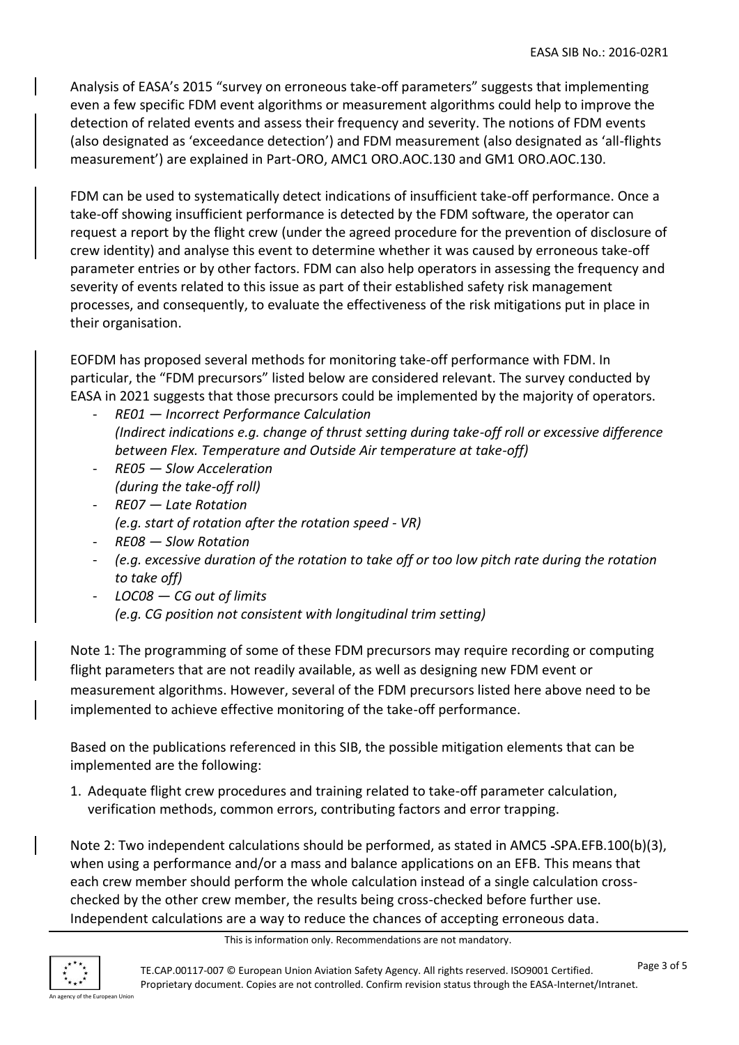Analysis of EASA's 2015 "survey on erroneous take-off parameters" suggests that implementing even a few specific FDM event algorithms or measurement algorithms could help to improve the detection of related events and assess their frequency and severity. The notions of FDM events (also designated as 'exceedance detection') and FDM measurement (also designated as 'all-flights measurement') are explained in Part-ORO, AMC1 ORO.AOC.130 and GM1 ORO.AOC.130.

FDM can be used to systematically detect indications of insufficient take-off performance. Once a take-off showing insufficient performance is detected by the FDM software, the operator can request a report by the flight crew (under the agreed procedure for the prevention of disclosure of crew identity) and analyse this event to determine whether it was caused by erroneous take-off parameter entries or by other factors. FDM can also help operators in assessing the frequency and severity of events related to this issue as part of their established safety risk management processes, and consequently, to evaluate the effectiveness of the risk mitigations put in place in their organisation.

EOFDM has proposed several methods for monitoring take-off performance with FDM. In particular, the "FDM precursors" listed below are considered relevant. The survey conducted by EASA in 2021 suggests that those precursors could be implemented by the majority of operators.

- *RE01 — Incorrect Performance Calculation*
  *(Indirect indications e.g. change of thrust setting during take-off roll or excessive difference between Flex. Temperature and Outside Air temperature at take-off)*
- *RE05 — Slow Acceleration*
  *(during the take-off roll)*
- *RE07 — Late Rotation*
  *(e.g. start of rotation after the rotation speed - VR)*
- *RE08 — Slow Rotation*
- *(e.g. excessive duration of the rotation to take off or too low pitch rate during the rotation to take off)*
- *LOC08 — CG out of limits*
  *(e.g. CG position not consistent with longitudinal trim setting)*

Note 1: The programming of some of these FDM precursors may require recording or computing flight parameters that are not readily available, as well as designing new FDM event or measurement algorithms. However, several of the FDM precursors listed here above need to be implemented to achieve effective monitoring of the take-off performance.

Based on the publications referenced in this SIB, the possible mitigation elements that can be implemented are the following:

1. Adequate flight crew procedures and training related to take-off parameter calculation, verification methods, common errors, contributing factors and error trapping.

Note 2: Two independent calculations should be performed, as stated in AMC5 -SPA.EFB.100(b)(3), when using a performance and/or a mass and balance applications on an EFB. This means that each crew member should perform the whole calculation instead of a single calculation cross-checked by the other crew member, the results being cross-checked before further use. Independent calculations are a way to reduce the chances of accepting erroneous data.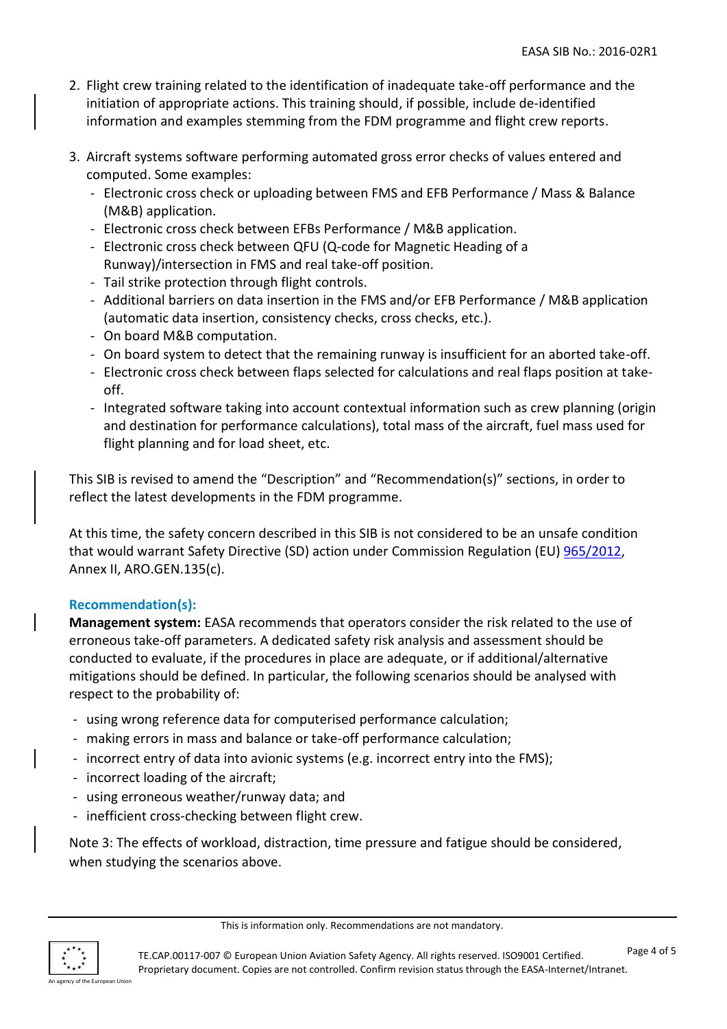2. Flight crew training related to the identification of inadequate take-off performance and the initiation of appropriate actions. This training should, if possible, include de-identified information and examples stemming from the FDM programme and flight crew reports.

3. Aircraft systems software performing automated gross error checks of values entered and computed. Some examples:
   - Electronic cross check or uploading between FMS and EFB Performance / Mass & Balance (M&B) application.
   - Electronic cross check between EFBs Performance / M&B application.
   - Electronic cross check between QFU (Q-code for Magnetic Heading of a Runway)/intersection in FMS and real take-off position.
   - Tail strike protection through flight controls.
   - Additional barriers on data insertion in the FMS and/or EFB Performance / M&B application (automatic data insertion, consistency checks, cross checks, etc.).
   - On board M&B computation.
   - On board system to detect that the remaining runway is insufficient for an aborted take-off.
   - Electronic cross check between flaps selected for calculations and real flaps position at take-off.
   - Integrated software taking into account contextual information such as crew planning (origin and destination for performance calculations), total mass of the aircraft, fuel mass used for flight planning and for load sheet, etc.

This SIB is revised to amend the "Description" and "Recommendation(s)" sections, in order to reflect the latest developments in the FDM programme.

At this time, the safety concern described in this SIB is not considered to be an unsafe condition that would warrant Safety Directive (SD) action under Commission Regulation (EU) 965/2012, Annex II, ARO.GEN.135(c).

### Recommendation(s):

**Management system:** EASA recommends that operators consider the risk related to the use of erroneous take-off parameters. A dedicated safety risk analysis and assessment should be conducted to evaluate, if the procedures in place are adequate, or if additional/alternative mitigations should be defined. In particular, the following scenarios should be analysed with respect to the probability of:

- using wrong reference data for computerised performance calculation;
- making errors in mass and balance or take-off performance calculation;
- incorrect entry of data into avionic systems (e.g. incorrect entry into the FMS);
- incorrect loading of the aircraft;
- using erroneous weather/runway data; and
- inefficient cross-checking between flight crew.

Note 3: The effects of workload, distraction, time pressure and fatigue should be considered, when studying the scenarios above.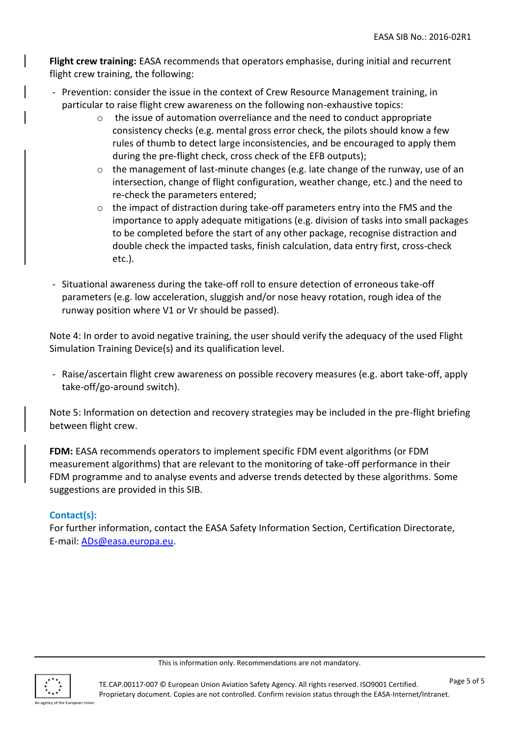**Flight crew training:** EASA recommends that operators emphasise, during initial and recurrent flight crew training, the following:

- Prevention: consider the issue in the context of Crew Resource Management training, in particular to raise flight crew awareness on the following non-exhaustive topics:
  - the issue of automation overreliance and the need to conduct appropriate consistency checks (e.g. mental gross error check, the pilots should know a few rules of thumb to detect large inconsistencies, and be encouraged to apply them during the pre-flight check, cross check of the EFB outputs);
  - the management of last-minute changes (e.g. late change of the runway, use of an intersection, change of flight configuration, weather change, etc.) and the need to re-check the parameters entered;
  - the impact of distraction during take-off parameters entry into the FMS and the importance to apply adequate mitigations (e.g. division of tasks into small packages to be completed before the start of any other package, recognise distraction and double check the impacted tasks, finish calculation, data entry first, cross-check etc.).

- Situational awareness during the take-off roll to ensure detection of erroneous take-off parameters (e.g. low acceleration, sluggish and/or nose heavy rotation, rough idea of the runway position where V1 or Vr should be passed).

Note 4: In order to avoid negative training, the user should verify the adequacy of the used Flight Simulation Training Device(s) and its qualification level.

- Raise/ascertain flight crew awareness on possible recovery measures (e.g. abort take-off, apply take-off/go-around switch).

Note 5: Information on detection and recovery strategies may be included in the pre-flight briefing between flight crew.

**FDM:** EASA recommends operators to implement specific FDM event algorithms (or FDM measurement algorithms) that are relevant to the monitoring of take-off performance in their FDM programme and to analyse events and adverse trends detected by these algorithms. Some suggestions are provided in this SIB.

## Contact(s):

For further information, contact the EASA Safety Information Section, Certification Directorate, E-mail: ADs@easa.europa.eu.

This is information only. Recommendations are not mandatory.